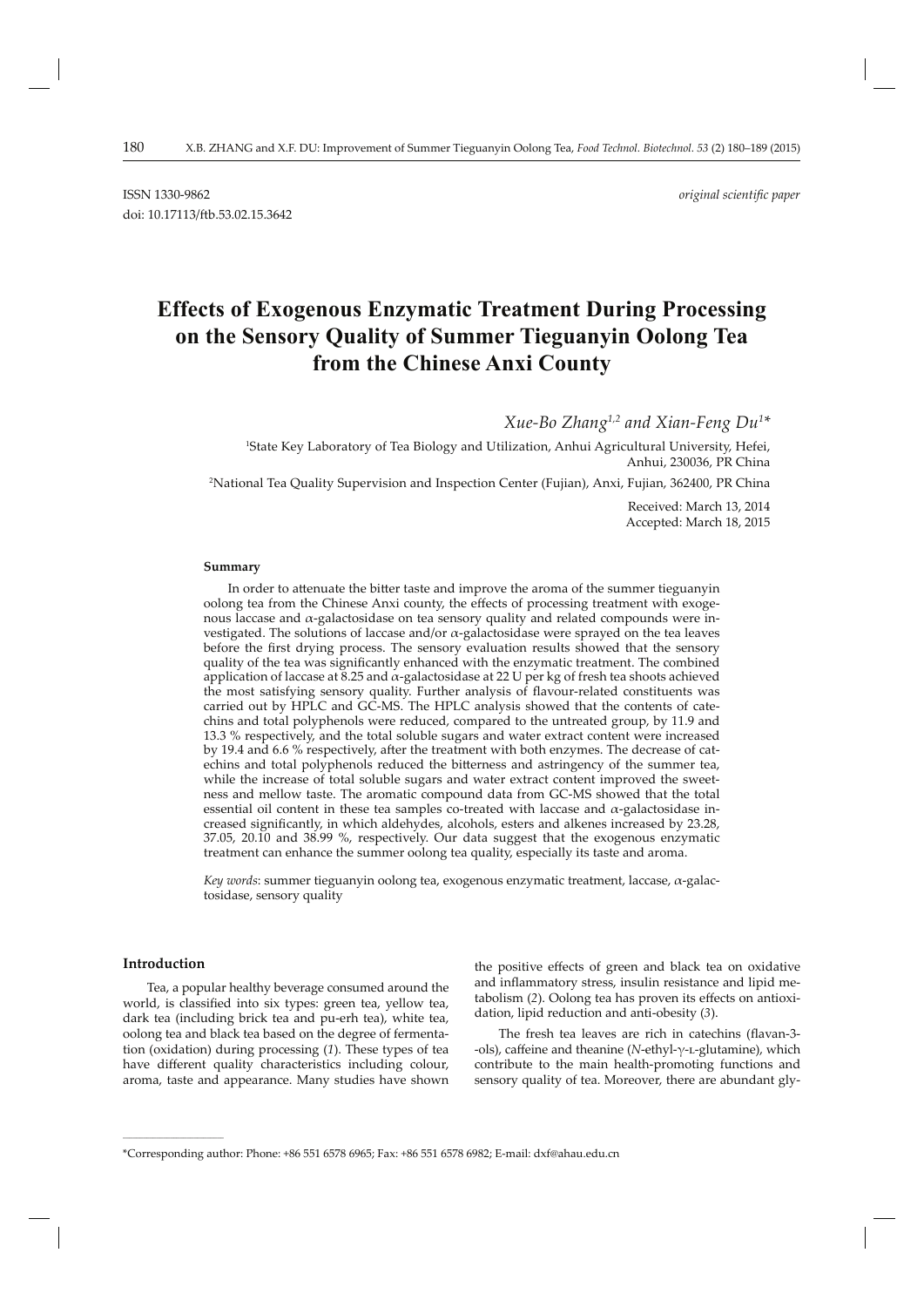ISSN 1330-9862 *original scientific paper*

doi: 10.17113/ftb.53.02.15.3642

# Effects of Exogenous Enzymatic Treatment During Processing on the Sensory Quality of Summer Tieguanyin Oolong Tea from the Chinese Anxi County

*Xue-Bo Zhang[1,2] and Xian-Feng Du[1]\**

[1]State Key Laboratory of Tea Biology and Utilization, Anhui Agricultural University, Hefei, Anhui, 230036, PR China

[2]National Tea Quality Supervision and Inspection Center (Fujian), Anxi, Fujian, 362400, PR China

Received: March 13, 2014
Accepted: March 18, 2015

### Summary

In order to attenuate the bitter taste and improve the aroma of the summer tieguanyin oolong tea from the Chinese Anxi county, the effects of processing treatment with exogenous laccase and α-galactosidase on tea sensory quality and related compounds were investigated. The solutions of laccase and/or α-galactosidase were sprayed on the tea leaves before the first drying process. The sensory evaluation results showed that the sensory quality of the tea was significantly enhanced with the enzymatic treatment. The combined application of laccase at 8.25 and α-galactosidase at 22 U per kg of fresh tea shoots achieved the most satisfying sensory quality. Further analysis of flavour-related constituents was carried out by HPLC and GC-MS. The HPLC analysis showed that the contents of catechins and total polyphenols were reduced, compared to the untreated group, by 11.9 and 13.3 % respectively, and the total soluble sugars and water extract content were increased by 19.4 and 6.6 % respectively, after the treatment with both enzymes. The decrease of catechins and total polyphenols reduced the bitterness and astringency of the summer tea, while the increase of total soluble sugars and water extract content improved the sweetness and mellow taste. The aromatic compound data from GC-MS showed that the total essential oil content in these tea samples co-treated with laccase and α-galactosidase increased significantly, in which aldehydes, alcohols, esters and alkenes increased by 23.28, 37.05, 20.10 and 38.99 %, respectively. Our data suggest that the exogenous enzymatic treatment can enhance the summer oolong tea quality, especially its taste and aroma.

*Key words*: summer tieguanyin oolong tea, exogenous enzymatic treatment, laccase, α-galactosidase, sensory quality

### Introduction

Tea, a popular healthy beverage consumed around the world, is classified into six types: green tea, yellow tea, dark tea (including brick tea and pu-erh tea), white tea, oolong tea and black tea based on the degree of fermentation (oxidation) during processing (*1*). These types of tea have different quality characteristics including colour, aroma, taste and appearance. Many studies have shown the positive effects of green and black tea on oxidative and inflammatory stress, insulin resistance and lipid metabolism (*2*). Oolong tea has proven its effects on antioxidation, lipid reduction and anti-obesity (*3*).

The fresh tea leaves are rich in catechins (flavan-3-ols), caffeine and theanine (*N*-ethyl-γ-L-glutamine), which contribute to the main health-promoting functions and sensory quality of tea. Moreover, there are abundant gly-

\*Corresponding author: Phone: +86 551 6578 6965; Fax: +86 551 6578 6982; E-mail: dxf@ahau.edu.cn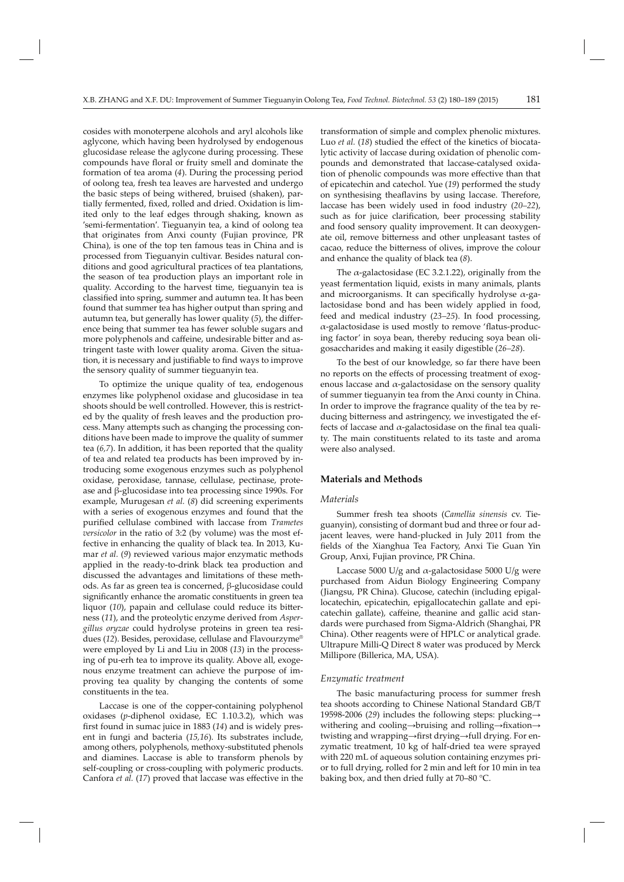cosides with monoterpene alcohols and aryl alcohols like aglycone, which having been hydrolysed by endogenous glucosidase release the aglycone during processing. These compounds have floral or fruity smell and dominate the formation of tea aroma (*4*). During the processing period of oolong tea, fresh tea leaves are harvested and undergo the basic steps of being withered, bruised (shaken), partially fermented, fixed, rolled and dried. Oxidation is limited only to the leaf edges through shaking, known as 'semi-fermentation'. Tieguanyin tea, a kind of oolong tea that originates from Anxi county (Fujian province, PR China), is one of the top ten famous teas in China and is processed from Tieguanyin cultivar. Besides natural conditions and good agricultural practices of tea plantations, the season of tea production plays an important role in quality. According to the harvest time, tieguanyin tea is classified into spring, summer and autumn tea. It has been found that summer tea has higher output than spring and autumn tea, but generally has lower quality (*5*), the difference being that summer tea has fewer soluble sugars and more polyphenols and caffeine, undesirable bitter and astringent taste with lower quality aroma. Given the situation, it is necessary and justifiable to find ways to improve the sensory quality of summer tieguanyin tea.

To optimize the unique quality of tea, endogenous enzymes like polyphenol oxidase and glucosidase in tea shoots should be well controlled. However, this is restricted by the quality of fresh leaves and the production process. Many attempts such as changing the processing conditions have been made to improve the quality of summer tea (*6,7*). In addition, it has been reported that the quality of tea and related tea products has been improved by introducing some exogenous enzymes such as polyphenol oxidase, peroxidase, tannase, cellulase, pectinase, protease and β-glucosidase into tea processing since 1990s. For example, Murugesan *et al.* (*8*) did screening experiments with a series of exogenous enzymes and found that the purified cellulase combined with laccase from *Trametes versicolor* in the ratio of 3:2 (by volume) was the most effective in enhancing the quality of black tea. In 2013, Kumar *et al.* (*9*) reviewed various major enzymatic methods applied in the ready-to-drink black tea production and discussed the advantages and limitations of these methods. As far as green tea is concerned, β-glucosidase could significantly enhance the aromatic constituents in green tea liquor (*10*), papain and cellulase could reduce its bitterness (*11*), and the proteolytic enzyme derived from *Aspergillus oryzae* could hydrolyse proteins in green tea residues (*12*). Besides, peroxidase, cellulase and Flavourzyme® were employed by Li and Liu in 2008 (*13*) in the processing of pu-erh tea to improve its quality. Above all, exogenous enzyme treatment can achieve the purpose of improving tea quality by changing the contents of some constituents in the tea.

Laccase is one of the copper-containing polyphenol oxidases (*p*-diphenol oxidase, EC 1.10.3.2), which was first found in sumac juice in 1883 (*14*) and is widely present in fungi and bacteria (*15,16*). Its substrates include, among others, polyphenols, methoxy-substituted phenols and diamines. Laccase is able to transform phenols by self-coupling or cross-coupling with polymeric products. Canfora *et al.* (*17*) proved that laccase was effective in the transformation of simple and complex phenolic mixtures. Luo *et al.* (*18*) studied the effect of the kinetics of biocatalytic activity of laccase during oxidation of phenolic compounds and demonstrated that laccase-catalysed oxidation of phenolic compounds was more effective than that of epicatechin and catechol. Yue (*19*) performed the study on synthesising theaflavins by using laccase. Therefore, laccase has been widely used in food industry (*20–22*), such as for juice clarification, beer processing stability and food sensory quality improvement. It can deoxygenate oil, remove bitterness and other unpleasant tastes of cacao, reduce the bitterness of olives, improve the colour and enhance the quality of black tea (*8*).

The α-galactosidase (EC 3.2.1.22), originally from the yeast fermentation liquid, exists in many animals, plants and microorganisms. It can specifically hydrolyse α-galactosidase bond and has been widely applied in food, feed and medical industry (*23–25*). In food processing, α-galactosidase is used mostly to remove 'flatus-producing factor' in soya bean, thereby reducing soya bean oligosaccharides and making it easily digestible (*26–28*).

To the best of our knowledge, so far there have been no reports on the effects of processing treatment of exogenous laccase and α-galactosidase on the sensory quality of summer tieguanyin tea from the Anxi county in China. In order to improve the fragrance quality of the tea by reducing bitterness and astringency, we investigated the effects of laccase and α-galactosidase on the final tea quality. The main constituents related to its taste and aroma were also analysed.

## Materials and Methods

### Materials

Summer fresh tea shoots (*Camellia sinensis* cv. Tieguanyin), consisting of dormant bud and three or four adjacent leaves, were hand-plucked in July 2011 from the fields of the Xianghua Tea Factory, Anxi Tie Guan Yin Group, Anxi, Fujian province, PR China.

Laccase 5000 U/g and α-galactosidase 5000 U/g were purchased from Aidun Biology Engineering Company (Jiangsu, PR China). Glucose, catechin (including epigallocatechin, epicatechin, epigallocatechin gallate and epicatechin gallate), caffeine, theanine and gallic acid standards were purchased from Sigma-Aldrich (Shanghai, PR China). Other reagents were of HPLC or analytical grade. Ultrapure Milli-Q Direct 8 water was produced by Merck Millipore (Billerica, MA, USA).

### Enzymatic treatment

The basic manufacturing process for summer fresh tea shoots according to Chinese National Standard GB/T 19598-2006 (*29*) includes the following steps: plucking→ withering and cooling→bruising and rolling→fixation→ twisting and wrapping→first drying→full drying. For enzymatic treatment, 10 kg of half-dried tea were sprayed with 220 mL of aqueous solution containing enzymes prior to full drying, rolled for 2 min and left for 10 min in tea baking box, and then dried fully at 70–80 °C.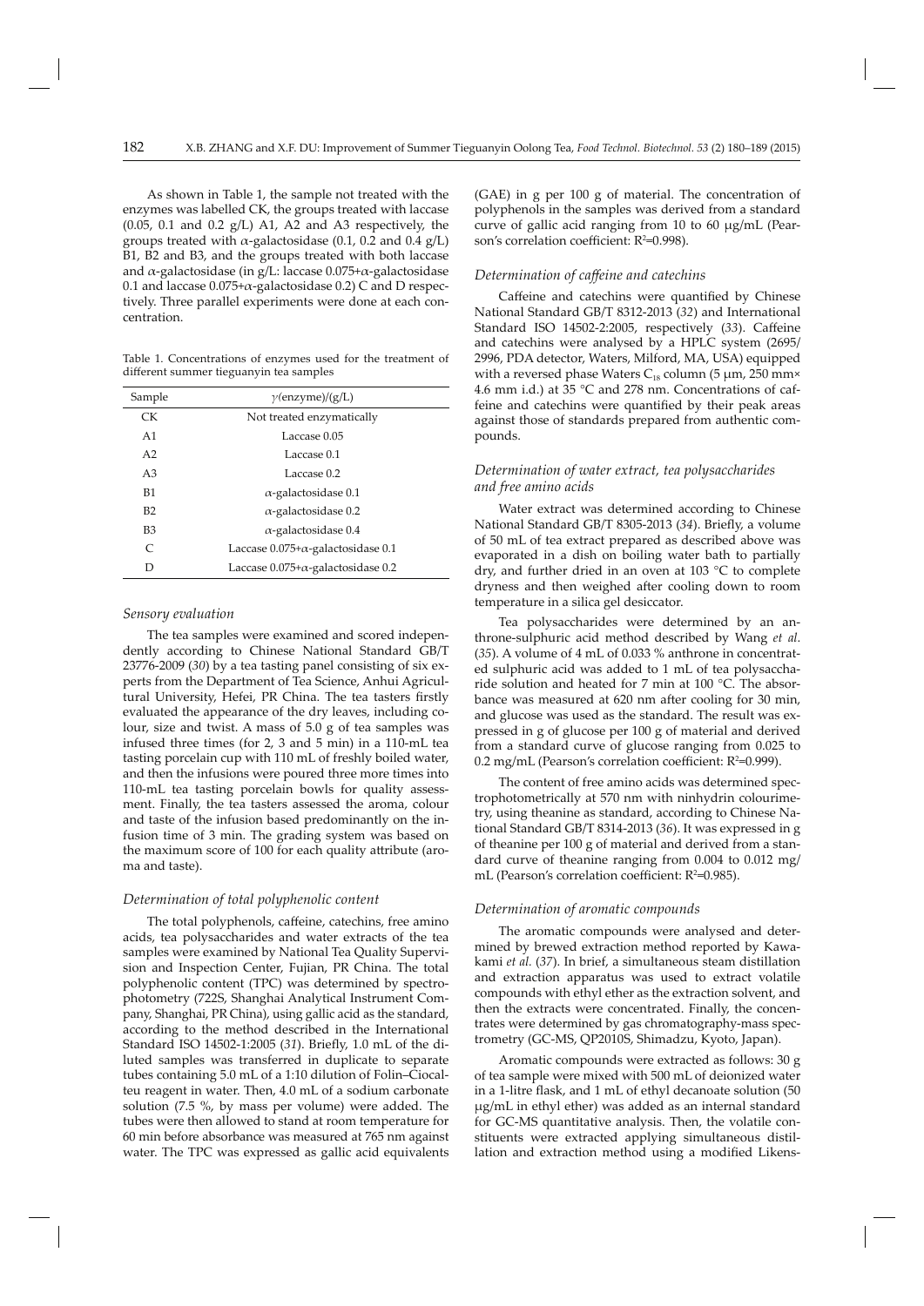As shown in Table 1, the sample not treated with the enzymes was labelled CK, the groups treated with laccase (0.05, 0.1 and 0.2 g/L) A1, A2 and A3 respectively, the groups treated with α-galactosidase (0.1, 0.2 and 0.4 g/L) B1, B2 and B3, and the groups treated with both laccase and α-galactosidase (in g/L: laccase 0.075+α-galactosidase 0.1 and laccase 0.075+α-galactosidase 0.2) C and D respectively. Three parallel experiments were done at each concentration.

Table 1. Concentrations of enzymes used for the treatment of different summer tieguanyin tea samples

| Sample | $\gamma$(enzyme)/(g/L) |
|---|---|
| CK | Not treated enzymatically |
| A1 | Laccase 0.05 |
| A2 | Laccase 0.1 |
| A3 | Laccase 0.2 |
| B1 | α-galactosidase 0.1 |
| B2 | α-galactosidase 0.2 |
| B3 | α-galactosidase 0.4 |
| C | Laccase 0.075+α-galactosidase 0.1 |
| D | Laccase 0.075+α-galactosidase 0.2 |

### *Sensory evaluation*

The tea samples were examined and scored independently according to Chinese National Standard GB/T 23776-2009 (*30*) by a tea tasting panel consisting of six experts from the Department of Tea Science, Anhui Agricultural University, Hefei, PR China. The tea tasters firstly evaluated the appearance of the dry leaves, including colour, size and twist. A mass of 5.0 g of tea samples was infused three times (for 2, 3 and 5 min) in a 110-mL tea tasting porcelain cup with 110 mL of freshly boiled water, and then the infusions were poured three more times into 110-mL tea tasting porcelain bowls for quality assessment. Finally, the tea tasters assessed the aroma, colour and taste of the infusion based predominantly on the infusion time of 3 min. The grading system was based on the maximum score of 100 for each quality attribute (aroma and taste).

### *Determination of total polyphenolic content*

The total polyphenols, caffeine, catechins, free amino acids, tea polysaccharides and water extracts of the tea samples were examined by National Tea Quality Supervision and Inspection Center, Fujian, PR China. The total polyphenolic content (TPC) was determined by spectrophotometry (722S, Shanghai Analytical Instrument Company, Shanghai, PR China), using gallic acid as the standard, according to the method described in the International Standard ISO 14502-1:2005 (*31*). Briefly, 1.0 mL of the diluted samples was transferred in duplicate to separate tubes containing 5.0 mL of a 1:10 dilution of Folin–Ciocalteu reagent in water. Then, 4.0 mL of a sodium carbonate solution (7.5 %, by mass per volume) were added. The tubes were then allowed to stand at room temperature for 60 min before absorbance was measured at 765 nm against water. The TPC was expressed as gallic acid equivalents (GAE) in g per 100 g of material. The concentration of polyphenols in the samples was derived from a standard curve of gallic acid ranging from 10 to 60 μg/mL (Pearson's correlation coefficient: $R^2$=0.998).

### *Determination of caffeine and catechins*

Caffeine and catechins were quantified by Chinese National Standard GB/T 8312-2013 (*32*) and International Standard ISO 14502-2:2005, respectively (*33*). Caffeine and catechins were analysed by a HPLC system (2695/2996, PDA detector, Waters, Milford, MA, USA) equipped with a reversed phase Waters $C_{18}$ column (5 μm, 250 mm× 4.6 mm i.d.) at 35 °C and 278 nm. Concentrations of caffeine and catechins were quantified by their peak areas against those of standards prepared from authentic compounds.

### *Determination of water extract, tea polysaccharides and free amino acids*

Water extract was determined according to Chinese National Standard GB/T 8305-2013 (*34*). Briefly, a volume of 50 mL of tea extract prepared as described above was evaporated in a dish on boiling water bath to partially dry, and further dried in an oven at 103 °C to complete dryness and then weighed after cooling down to room temperature in a silica gel desiccator.

Tea polysaccharides were determined by an anthrone-sulphuric acid method described by Wang *et al*. (*35*). A volume of 4 mL of 0.033 % anthrone in concentrated sulphuric acid was added to 1 mL of tea polysaccharide solution and heated for 7 min at 100 °C. The absorbance was measured at 620 nm after cooling for 30 min, and glucose was used as the standard. The result was expressed in g of glucose per 100 g of material and derived from a standard curve of glucose ranging from 0.025 to 0.2 mg/mL (Pearson's correlation coefficient: $R^2$=0.999).

The content of free amino acids was determined spectrophotometrically at 570 nm with ninhydrin colourimetry, using theanine as standard, according to Chinese National Standard GB/T 8314-2013 (*36*). It was expressed in g of theanine per 100 g of material and derived from a standard curve of theanine ranging from 0.004 to 0.012 mg/mL (Pearson's correlation coefficient: $R^2$=0.985).

### *Determination of aromatic compounds*

The aromatic compounds were analysed and determined by brewed extraction method reported by Kawakami *et al.* (*37*). In brief, a simultaneous steam distillation and extraction apparatus was used to extract volatile compounds with ethyl ether as the extraction solvent, and then the extracts were concentrated. Finally, the concentrates were determined by gas chromatography-mass spectrometry (GC-MS, QP2010S, Shimadzu, Kyoto, Japan).

Aromatic compounds were extracted as follows: 30 g of tea sample were mixed with 500 mL of deionized water in a 1-litre flask, and 1 mL of ethyl decanoate solution (50 μg/mL in ethyl ether) was added as an internal standard for GC-MS quantitative analysis. Then, the volatile constituents were extracted applying simultaneous distillation and extraction method using a modified Likens-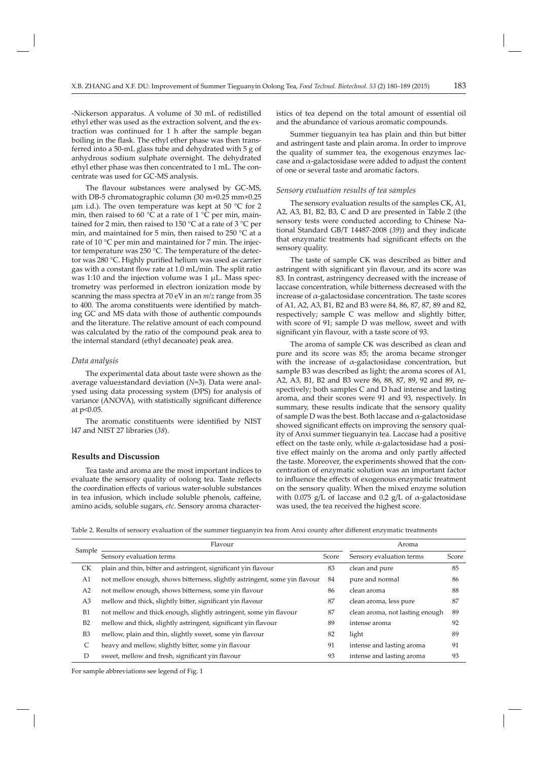-Nickerson apparatus. A volume of 30 mL of redistilled ethyl ether was used as the extraction solvent, and the extraction was continued for 1 h after the sample began boiling in the flask. The ethyl ether phase was then transferred into a 50-mL glass tube and dehydrated with 5 g of anhydrous sodium sulphate overnight. The dehydrated ethyl ether phase was then concentrated to 1 mL. The concentrate was used for GC-MS analysis.

The flavour substances were analysed by GC-MS, with DB-5 chromatographic column (30 m×0.25 mm×0.25 μm i.d.). The oven temperature was kept at 50 °C for 2 min, then raised to 60 °C at a rate of 1 °C per min, maintained for 2 min, then raised to 150 °C at a rate of 3 °C per min, and maintained for 5 min, then raised to 250 °C at a rate of 10 °C per min and maintained for 7 min. The injector temperature was 250 °C. The temperature of the detector was 280 °C. Highly purified helium was used as carrier gas with a constant flow rate at 1.0 mL/min. The split ratio was 1:10 and the injection volume was 1 μL. Mass spectrometry was performed in electron ionization mode by scanning the mass spectra at 70 eV in an $m/z$ range from 35 to 400. The aroma constituents were identified by matching GC and MS data with those of authentic compounds and the literature. The relative amount of each compound was calculated by the ratio of the compound peak area to the internal standard (ethyl decanoate) peak area.

### Data analysis

The experimental data about taste were shown as the average value±standard deviation ($N$=3). Data were analysed using data processing system (DPS) for analysis of variance (ANOVA), with statistically significant difference at $p<0.05$.

The aromatic constituents were identified by NIST l47 and NIST 27 libraries (*38*).

## Results and Discussion

Tea taste and aroma are the most important indices to evaluate the sensory quality of oolong tea. Taste reflects the coordination effects of various water-soluble substances in tea infusion, which include soluble phenols, caffeine, amino acids, soluble sugars, *etc*. Sensory aroma characteristics of tea depend on the total amount of essential oil and the abundance of various aromatic compounds.

Summer tieguanyin tea has plain and thin but bitter and astringent taste and plain aroma. In order to improve the quality of summer tea, the exogenous enzymes laccase and α-galactosidase were added to adjust the content of one or several taste and aromatic factors.

### Sensory evaluation results of tea samples

The sensory evaluation results of the samples CK, A1, A2, A3, B1, B2, B3, C and D are presented in Table 2 (the sensory tests were conducted according to Chinese National Standard GB/T 14487-2008 (*39*)) and they indicate that enzymatic treatments had significant effects on the sensory quality.

The taste of sample CK was described as bitter and astringent with significant yin flavour, and its score was 83. In contrast, astringency decreased with the increase of laccase concentration, while bitterness decreased with the increase of α-galactosidase concentration. The taste scores of A1, A2, A3, B1, B2 and B3 were 84, 86, 87, 87, 89 and 82, respectively; sample C was mellow and slightly bitter, with score of 91; sample D was mellow, sweet and with significant yin flavour, with a taste score of 93.

The aroma of sample CK was described as clean and pure and its score was 85; the aroma became stronger with the increase of α-galactosidase concentration, but sample B3 was described as light; the aroma scores of A1, A2, A3, B1, B2 and B3 were 86, 88, 87, 89, 92 and 89, respectively; both samples C and D had intense and lasting aroma, and their scores were 91 and 93, respectively. In summary, these results indicate that the sensory quality of sample D was the best. Both laccase and α-galactosidase showed significant effects on improving the sensory quality of Anxi summer tieguanyin tea. Laccase had a positive effect on the taste only, while α-galactosidase had a positive effect mainly on the aroma and only partly affected the taste. Moreover, the experiments showed that the concentration of enzymatic solution was an important factor to influence the effects of exogenous enzymatic treatment on the sensory quality. When the mixed enzyme solution with 0.075 g/L of laccase and 0.2 g/L of α-galactosidase was used, the tea received the highest score.

Table 2. Results of sensory evaluation of the summer tieguanyin tea from Anxi county after different enzymatic treatments

| Sample | Flavour | | Aroma | |
|---|---|---|---|---|
| | Sensory evaluation terms | Score | Sensory evaluation terms | Score |
| CK | plain and thin, bitter and astringent, significant yin flavour | 83 | clean and pure | 85 |
| A1 | not mellow enough, shows bitterness, slightly astringent, some yin flavour | 84 | pure and normal | 86 |
| A2 | not mellow enough, shows bitterness, some yin flavour | 86 | clean aroma | 88 |
| A3 | mellow and thick, slightly bitter, significant yin flavour | 87 | clean aroma, less pure | 87 |
| B1 | not mellow and thick enough, slightly astringent, some yin flavour | 87 | clean aroma, not lasting enough | 89 |
| B2 | mellow and thick, slightly astringent, significant yin flavour | 89 | intense aroma | 92 |
| B3 | mellow, plain and thin, slightly sweet, some yin flavour | 82 | light | 89 |
| C | heavy and mellow, slightly bitter, some yin flavour | 91 | intense and lasting aroma | 91 |
| D | sweet, mellow and fresh, significant yin flavour | 93 | intense and lasting aroma | 93 |

For sample abbreviations see legend of Fig. 1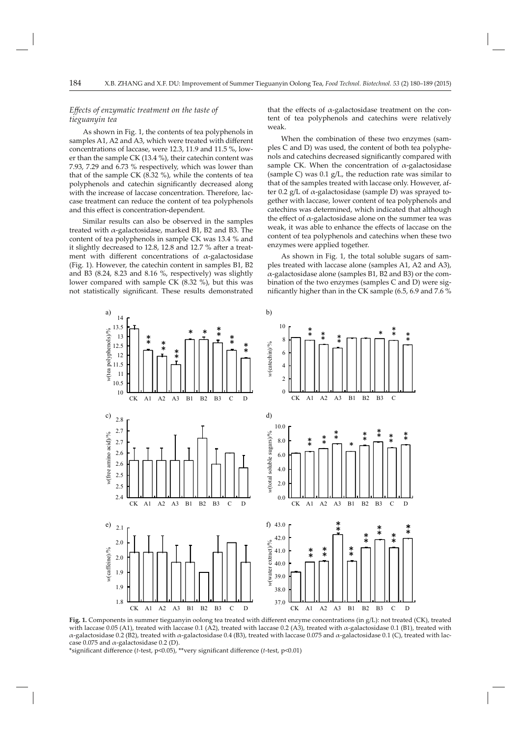### *Effects of enzymatic treatment on the taste of tieguanyin tea*

As shown in Fig. 1, the contents of tea polyphenols in samples A1, A2 and A3, which were treated with different concentrations of laccase, were 12.3, 11.9 and 11.5 %, lower than the sample CK (13.4 %), their catechin content was 7.93, 7.29 and 6.73 % respectively, which was lower than that of the sample CK (8.32 %), while the contents of tea polyphenols and catechin significantly decreased along with the increase of laccase concentration. Therefore, laccase treatment can reduce the content of tea polyphenols and this effect is concentration-dependent.

Similar results can also be observed in the samples treated with α-galactosidase, marked B1, B2 and B3. The content of tea polyphenols in sample CK was 13.4 % and it slightly decreased to 12.8, 12.8 and 12.7 % after a treatment with different concentrations of α-galactosidase (Fig. 1). However, the catechin content in samples B1, B2 and B3 (8.24, 8.23 and 8.16 %, respectively) was slightly lower compared with sample CK (8.32 %), but this was not statistically significant. These results demonstrated that the effects of α-galactosidase treatment on the content of tea polyphenols and catechins were relatively weak.

When the combination of these two enzymes (samples C and D) was used, the content of both tea polyphenols and catechins decreased significantly compared with sample CK. When the concentration of α-galactosidase (sample C) was 0.1 g/L, the reduction rate was similar to that of the samples treated with laccase only. However, after 0.2 g/L of α-galactosidase (sample D) was sprayed together with laccase, lower content of tea polyphenols and catechins was determined, which indicated that although the effect of α-galactosidase alone on the summer tea was weak, it was able to enhance the effects of laccase on the content of tea polyphenols and catechins when these two enzymes were applied together.

As shown in Fig. 1, the total soluble sugars of samples treated with laccase alone (samples A1, A2 and A3), α-galactosidase alone (samples B1, B2 and B3) or the combination of the two enzymes (samples C and D) were significantly higher than in the CK sample (6.5, 6.9 and 7.6 %

a)
w(tea polyphenols)/%
14
13.5
13
12.5
12
11.5
11
10.5
10
CK A1 A2 A3 B1 B2 B3 C D

b)
w(catechin)/%
10
8
6
4
2
0
CK A1 A2 A3 B1 B2 B3 C

c)
w(free amino acid)/%
2.8
2.7
2.7
2.6
2.6
2.5
2.5
2.4
CK A1 A2 A3 B1 B2 B3 C D

d)
w(total soluble sugars)/%
10.0
8.0
6.0
4.0
2.0
0.0
CK A1 A2 A3 B1 B2 B3 C D

e)
w(caffeine)/%
2.1
2.0
2.0
1.9
1.9
1.8
CK A1 A2 A3 B1 B2 B3 C D

f)
w(water extract)/%
43.0
42.0
41.0
40.0
39.0
38.0
37.0
CK A1 A2 A3 B1 B2 B3 C D

**Fig. 1.** Components in summer tieguanyin oolong tea treated with different enzyme concentrations (in g/L): not treated (CK), treated with laccase 0.05 (A1), treated with laccase 0.1 (A2), treated with laccase 0.2 (A3), treated with α-galactosidase 0.1 (B1), treated with α-galactosidase 0.2 (B2), treated with α-galactosidase 0.4 (B3), treated with laccase 0.075 and α-galactosidase 0.1 (C), treated with laccase 0.075 and α-galactosidase 0.2 (D).

*significant difference (*t*-test, $p<0.05$), **very significant difference (*t*-test, $p<0.01$)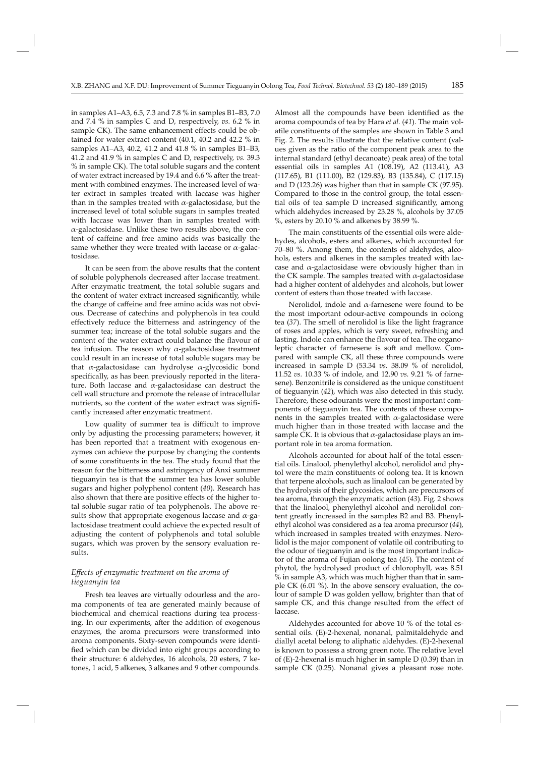in samples A1–A3, 6.5, 7.3 and 7.8 % in samples B1–B3, 7.0 and 7.4 % in samples C and D, respectively, *vs.* 6.2 % in sample CK). The same enhancement effects could be obtained for water extract content (40.1, 40.2 and 42.2 % in samples A1–A3, 40.2, 41.2 and 41.8 % in samples B1–B3, 41.2 and 41.9 % in samples C and D, respectively, *vs.* 39.3 % in sample CK). The total soluble sugars and the content of water extract increased by 19.4 and 6.6 % after the treatment with combined enzymes. The increased level of water extract in samples treated with laccase was higher than in the samples treated with α-galactosidase, but the increased level of total soluble sugars in samples treated with laccase was lower than in samples treated with α-galactosidase. Unlike these two results above, the content of caffeine and free amino acids was basically the same whether they were treated with laccase or α-galactosidase.

It can be seen from the above results that the content of soluble polyphenols decreased after laccase treatment. After enzymatic treatment, the total soluble sugars and the content of water extract increased significantly, while the change of caffeine and free amino acids was not obvious. Decrease of catechins and polyphenols in tea could effectively reduce the bitterness and astringency of the summer tea; increase of the total soluble sugars and the content of the water extract could balance the flavour of tea infusion. The reason why α-galactosidase treatment could result in an increase of total soluble sugars may be that α-galactosidase can hydrolyse α-glycosidic bond specifically, as has been previously reported in the literature. Both laccase and α-galactosidase can destruct the cell wall structure and promote the release of intracellular nutrients, so the content of the water extract was significantly increased after enzymatic treatment.

Low quality of summer tea is difficult to improve only by adjusting the processing parameters; however, it has been reported that a treatment with exogenous enzymes can achieve the purpose by changing the contents of some constituents in the tea. The study found that the reason for the bitterness and astringency of Anxi summer tieguanyin tea is that the summer tea has lower soluble sugars and higher polyphenol content (*40*). Research has also shown that there are positive effects of the higher total soluble sugar ratio of tea polyphenols. The above results show that appropriate exogenous laccase and α-galactosidase treatment could achieve the expected result of adjusting the content of polyphenols and total soluble sugars, which was proven by the sensory evaluation results.

### *Effects of enzymatic treatment on the aroma of tieguanyin tea*

Fresh tea leaves are virtually odourless and the aroma components of tea are generated mainly because of biochemical and chemical reactions during tea processing. In our experiments, after the addition of exogenous enzymes, the aroma precursors were transformed into aroma components. Sixty-seven compounds were identified which can be divided into eight groups according to their structure: 6 aldehydes, 16 alcohols, 20 esters, 7 ketones, 1 acid, 5 alkenes, 3 alkanes and 9 other compounds. Almost all the compounds have been identified as the aroma compounds of tea by Hara *et al.* (*41*). The main volatile constituents of the samples are shown in Table 3 and Fig. 2. The results illustrate that the relative content (values given as the ratio of the component peak area to the internal standard (ethyl decanoate) peak area) of the total essential oils in samples A1 (108.19), A2 (113.41), A3 (117.65), B1 (111.00), B2 (129.83), B3 (135.84), C (117.15) and D (123.26) was higher than that in sample CK (97.95). Compared to those in the control group, the total essential oils of tea sample D increased significantly, among which aldehydes increased by 23.28 %, alcohols by 37.05 %, esters by 20.10 % and alkenes by 38.99 %.

The main constituents of the essential oils were aldehydes, alcohols, esters and alkenes, which accounted for 70–80 %. Among them, the contents of aldehydes, alcohols, esters and alkenes in the samples treated with laccase and α-galactosidase were obviously higher than in the CK sample. The samples treated with α-galactosidase had a higher content of aldehydes and alcohols, but lower content of esters than those treated with laccase.

Nerolidol, indole and α-farnesene were found to be the most important odour-active compounds in oolong tea (*37*). The smell of nerolidol is like the light fragrance of roses and apples, which is very sweet, refreshing and lasting. Indole can enhance the flavour of tea. The organoleptic character of farnesene is soft and mellow. Compared with sample CK, all these three compounds were increased in sample D (53.34 *vs.* 38.09 % of nerolidol, 11.52 *vs.* 10.33 % of indole, and 12.90 *vs.* 9.21 % of farnesene). Benzonitrile is considered as the unique constituent of tieguanyin (*42*), which was also detected in this study. Therefore, these odourants were the most important components of tieguanyin tea. The contents of these components in the samples treated with α-galactosidase were much higher than in those treated with laccase and the sample CK. It is obvious that α-galactosidase plays an important role in tea aroma formation.

Alcohols accounted for about half of the total essential oils. Linalool, phenylethyl alcohol, nerolidol and phytol were the main constituents of oolong tea. It is known that terpene alcohols, such as linalool can be generated by the hydrolysis of their glycosides, which are precursors of tea aroma, through the enzymatic action (*43*). Fig. 2 shows that the linalool, phenylethyl alcohol and nerolidol content greatly increased in the samples B2 and B3. Phenylethyl alcohol was considered as a tea aroma precursor (*44*), which increased in samples treated with enzymes. Nerolidol is the major component of volatile oil contributing to the odour of tieguanyin and is the most important indicator of the aroma of Fujian oolong tea (*45*). The content of phytol, the hydrolysed product of chlorophyll, was 8.51 % in sample A3, which was much higher than that in sample CK (6.01 %). In the above sensory evaluation, the colour of sample D was golden yellow, brighter than that of sample CK, and this change resulted from the effect of laccase.

Aldehydes accounted for above 10 % of the total essential oils. (E)-2-hexenal, nonanal, palmitaldehyde and diallyl acetal belong to aliphatic aldehydes. (E)-2-hexenal is known to possess a strong green note. The relative level of (E)-2-hexenal is much higher in sample D (0.39) than in sample CK (0.25). Nonanal gives a pleasant rose note.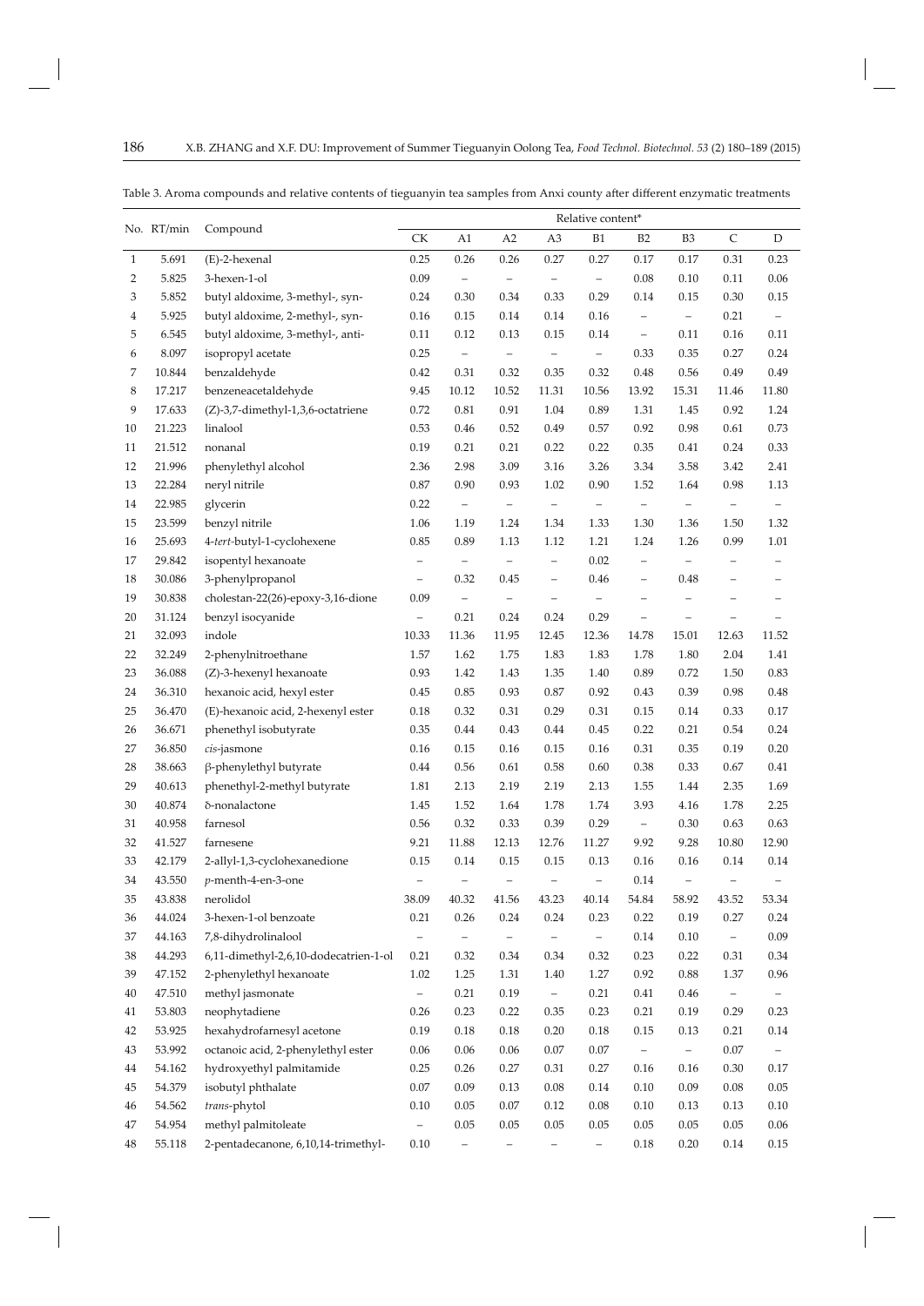Table 3. Aroma compounds and relative contents of tieguanyin tea samples from Anxi county after different enzymatic treatments

| No. | RT/min | Compound | Relative content* | | | | | | | | |
|---|---|---|---|---|---|---|---|---|---|---|---|
| | | | CK | A1 | A2 | A3 | B1 | B2 | B3 | C | D |
| 1 | 5.691 | (E)-2-hexenal | 0.25 | 0.26 | 0.26 | 0.27 | 0.27 | 0.17 | 0.17 | 0.31 | 0.23 |
| 2 | 5.825 | 3-hexen-1-ol | 0.09 | – | – | – | – | 0.08 | 0.10 | 0.11 | 0.06 |
| 3 | 5.852 | butyl aldoxime, 3-methyl-, syn- | 0.24 | 0.30 | 0.34 | 0.33 | 0.29 | 0.14 | 0.15 | 0.30 | 0.15 |
| 4 | 5.925 | butyl aldoxime, 2-methyl-, syn- | 0.16 | 0.15 | 0.14 | 0.14 | 0.16 | – | – | 0.21 | – |
| 5 | 6.545 | butyl aldoxime, 3-methyl-, anti- | 0.11 | 0.12 | 0.13 | 0.15 | 0.14 | – | 0.11 | 0.16 | 0.11 |
| 6 | 8.097 | isopropyl acetate | 0.25 | – | – | – | – | 0.33 | 0.35 | 0.27 | 0.24 |
| 7 | 10.844 | benzaldehyde | 0.42 | 0.31 | 0.32 | 0.35 | 0.32 | 0.48 | 0.56 | 0.49 | 0.49 |
| 8 | 17.217 | benzeneacetaldehyde | 9.45 | 10.12 | 10.52 | 11.31 | 10.56 | 13.92 | 15.31 | 11.46 | 11.80 |
| 9 | 17.633 | (Z)-3,7-dimethyl-1,3,6-octatriene | 0.72 | 0.81 | 0.91 | 1.04 | 0.89 | 1.31 | 1.45 | 0.92 | 1.24 |
| 10 | 21.223 | linalool | 0.53 | 0.46 | 0.52 | 0.49 | 0.57 | 0.92 | 0.98 | 0.61 | 0.73 |
| 11 | 21.512 | nonanal | 0.19 | 0.21 | 0.21 | 0.22 | 0.22 | 0.35 | 0.41 | 0.24 | 0.33 |
| 12 | 21.996 | phenylethyl alcohol | 2.36 | 2.98 | 3.09 | 3.16 | 3.26 | 3.34 | 3.58 | 3.42 | 2.41 |
| 13 | 22.284 | neryl nitrile | 0.87 | 0.90 | 0.93 | 1.02 | 0.90 | 1.52 | 1.64 | 0.98 | 1.13 |
| 14 | 22.985 | glycerin | 0.22 | – | – | – | – | – | – | – | – |
| 15 | 23.599 | benzyl nitrile | 1.06 | 1.19 | 1.24 | 1.34 | 1.33 | 1.30 | 1.36 | 1.50 | 1.32 |
| 16 | 25.693 | 4-*tert*-butyl-1-cyclohexene | 0.85 | 0.89 | 1.13 | 1.12 | 1.21 | 1.24 | 1.26 | 0.99 | 1.01 |
| 17 | 29.842 | isopentyl hexanoate | – | – | – | – | 0.02 | – | – | – | – |
| 18 | 30.086 | 3-phenylpropanol | – | 0.32 | 0.45 | – | 0.46 | – | 0.48 | – | – |
| 19 | 30.838 | cholestan-22(26)-epoxy-3,16-dione | 0.09 | – | – | – | – | – | – | – | – |
| 20 | 31.124 | benzyl isocyanide | – | 0.21 | 0.24 | 0.24 | 0.29 | – | – | – | – |
| 21 | 32.093 | indole | 10.33 | 11.36 | 11.95 | 12.45 | 12.36 | 14.78 | 15.01 | 12.63 | 11.52 |
| 22 | 32.249 | 2-phenylnitroethane | 1.57 | 1.62 | 1.75 | 1.83 | 1.83 | 1.78 | 1.80 | 2.04 | 1.41 |
| 23 | 36.088 | (Z)-3-hexenyl hexanoate | 0.93 | 1.42 | 1.43 | 1.35 | 1.40 | 0.89 | 0.72 | 1.50 | 0.83 |
| 24 | 36.310 | hexanoic acid, hexyl ester | 0.45 | 0.85 | 0.93 | 0.87 | 0.92 | 0.43 | 0.39 | 0.98 | 0.48 |
| 25 | 36.470 | (E)-hexanoic acid, 2-hexenyl ester | 0.18 | 0.32 | 0.31 | 0.29 | 0.31 | 0.15 | 0.14 | 0.33 | 0.17 |
| 26 | 36.671 | phenethyl isobutyrate | 0.35 | 0.44 | 0.43 | 0.44 | 0.45 | 0.22 | 0.21 | 0.54 | 0.24 |
| 27 | 36.850 | *cis*-jasmone | 0.16 | 0.15 | 0.16 | 0.15 | 0.16 | 0.31 | 0.35 | 0.19 | 0.20 |
| 28 | 38.663 | β-phenylethyl butyrate | 0.44 | 0.56 | 0.61 | 0.58 | 0.60 | 0.38 | 0.33 | 0.67 | 0.41 |
| 29 | 40.613 | phenethyl-2-methyl butyrate | 1.81 | 2.13 | 2.19 | 2.19 | 2.13 | 1.55 | 1.44 | 2.35 | 1.69 |
| 30 | 40.874 | δ-nonalactone | 1.45 | 1.52 | 1.64 | 1.78 | 1.74 | 3.93 | 4.16 | 1.78 | 2.25 |
| 31 | 40.958 | farnesol | 0.56 | 0.32 | 0.33 | 0.39 | 0.29 | – | 0.30 | 0.63 | 0.63 |
| 32 | 41.527 | farnesene | 9.21 | 11.88 | 12.13 | 12.76 | 11.27 | 9.92 | 9.28 | 10.80 | 12.90 |
| 33 | 42.179 | 2-allyl-1,3-cyclohexanedione | 0.15 | 0.14 | 0.15 | 0.15 | 0.13 | 0.16 | 0.16 | 0.14 | 0.14 |
| 34 | 43.550 | *p*-menth-4-en-3-one | – | – | – | – | – | 0.14 | – | – | – |
| 35 | 43.838 | nerolidol | 38.09 | 40.32 | 41.56 | 43.23 | 40.14 | 54.84 | 58.92 | 43.52 | 53.34 |
| 36 | 44.024 | 3-hexen-1-ol benzoate | 0.21 | 0.26 | 0.24 | 0.24 | 0.23 | 0.22 | 0.19 | 0.27 | 0.24 |
| 37 | 44.163 | 7,8-dihydrolinalool | – | – | – | – | – | 0.14 | 0.10 | – | 0.09 |
| 38 | 44.293 | 6,11-dimethyl-2,6,10-dodecatrien-1-ol | 0.21 | 0.32 | 0.34 | 0.34 | 0.32 | 0.23 | 0.22 | 0.31 | 0.34 |
| 39 | 47.152 | 2-phenylethyl hexanoate | 1.02 | 1.25 | 1.31 | 1.40 | 1.27 | 0.92 | 0.88 | 1.37 | 0.96 |
| 40 | 47.510 | methyl jasmonate | – | 0.21 | 0.19 | – | 0.21 | 0.41 | 0.46 | – | – |
| 41 | 53.803 | neophytadiene | 0.26 | 0.23 | 0.22 | 0.35 | 0.23 | 0.21 | 0.19 | 0.29 | 0.23 |
| 42 | 53.925 | hexahydrofarnesyl acetone | 0.19 | 0.18 | 0.18 | 0.20 | 0.18 | 0.15 | 0.13 | 0.21 | 0.14 |
| 43 | 53.992 | octanoic acid, 2-phenylethyl ester | 0.06 | 0.06 | 0.06 | 0.07 | 0.07 | – | – | 0.07 | – |
| 44 | 54.162 | hydroxyethyl palmitamide | 0.25 | 0.26 | 0.27 | 0.31 | 0.27 | 0.16 | 0.16 | 0.30 | 0.17 |
| 45 | 54.379 | isobutyl phthalate | 0.07 | 0.09 | 0.13 | 0.08 | 0.14 | 0.10 | 0.09 | 0.08 | 0.05 |
| 46 | 54.562 | *trans*-phytol | 0.10 | 0.05 | 0.07 | 0.12 | 0.08 | 0.10 | 0.13 | 0.13 | 0.10 |
| 47 | 54.954 | methyl palmitoleate | – | 0.05 | 0.05 | 0.05 | 0.05 | 0.05 | 0.05 | 0.05 | 0.06 |
| 48 | 55.118 | 2-pentadecanone, 6,10,14-trimethyl- | 0.10 | – | – | – | – | 0.18 | 0.20 | 0.14 | 0.15 |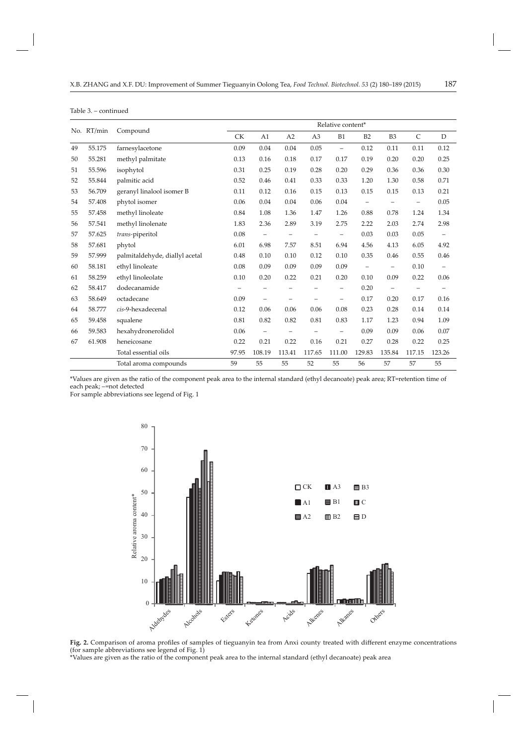Table 3. – continued

| No. | RT/min | Compound | Relative content* | | | | | | | | |
|---|---|---|---|---|---|---|---|---|---|---|---|
| | | | CK | A1 | A2 | A3 | B1 | B2 | B3 | C | D |
| 49 | 55.175 | farnesylacetone | 0.09 | 0.04 | 0.04 | 0.05 | – | 0.12 | 0.11 | 0.11 | 0.12 |
| 50 | 55.281 | methyl palmitate | 0.13 | 0.16 | 0.18 | 0.17 | 0.17 | 0.19 | 0.20 | 0.20 | 0.25 |
| 51 | 55.596 | isophytol | 0.31 | 0.25 | 0.19 | 0.28 | 0.20 | 0.29 | 0.36 | 0.36 | 0.30 |
| 52 | 55.844 | palmitic acid | 0.52 | 0.46 | 0.41 | 0.33 | 0.33 | 1.20 | 1.30 | 0.58 | 0.71 |
| 53 | 56.709 | geranyl linalool isomer B | 0.11 | 0.12 | 0.16 | 0.15 | 0.13 | 0.15 | 0.15 | 0.13 | 0.21 |
| 54 | 57.408 | phytol isomer | 0.06 | 0.04 | 0.04 | 0.06 | 0.04 | – | – | – | 0.05 |
| 55 | 57.458 | methyl linoleate | 0.84 | 1.08 | 1.36 | 1.47 | 1.26 | 0.88 | 0.78 | 1.24 | 1.34 |
| 56 | 57.541 | methyl linolenate | 1.83 | 2.36 | 2.89 | 3.19 | 2.75 | 2.22 | 2.03 | 2.74 | 2.98 |
| 57 | 57.625 | *trans*-piperitol | 0.08 | – | – | – | – | 0.03 | 0.03 | 0.05 | – |
| 58 | 57.681 | phytol | 6.01 | 6.98 | 7.57 | 8.51 | 6.94 | 4.56 | 4.13 | 6.05 | 4.92 |
| 59 | 57.999 | palmitaldehyde, diallyl acetal | 0.48 | 0.10 | 0.10 | 0.12 | 0.10 | 0.35 | 0.46 | 0.55 | 0.46 |
| 60 | 58.181 | ethyl linoleate | 0.08 | 0.09 | 0.09 | 0.09 | 0.09 | – | – | 0.10 | – |
| 61 | 58.259 | ethyl linoleolate | 0.10 | 0.20 | 0.22 | 0.21 | 0.20 | 0.10 | 0.09 | 0.22 | 0.06 |
| 62 | 58.417 | dodecanamide | – | – | – | – | – | 0.20 | – | – | – |
| 63 | 58.649 | octadecane | 0.09 | – | – | – | – | 0.17 | 0.20 | 0.17 | 0.16 |
| 64 | 58.777 | *cis*-9-hexadecenal | 0.12 | 0.06 | 0.06 | 0.06 | 0.08 | 0.23 | 0.28 | 0.14 | 0.14 |
| 65 | 59.458 | squalene | 0.81 | 0.82 | 0.82 | 0.81 | 0.83 | 1.17 | 1.23 | 0.94 | 1.09 |
| 66 | 59.583 | hexahydronerolidol | 0.06 | – | – | – | – | 0.09 | 0.09 | 0.06 | 0.07 |
| 67 | 61.908 | heneicosane | 0.22 | 0.21 | 0.22 | 0.16 | 0.21 | 0.27 | 0.28 | 0.22 | 0.25 |
| | | Total essential oils | 97.95 | 108.19 | 113.41 | 117.65 | 111.00 | 129.83 | 135.84 | 117.15 | 123.26 |
| | | Total aroma compounds | 59 | 55 | 55 | 52 | 55 | 56 | 57 | 57 | 55 |

*Values are given as the ratio of the component peak area to the internal standard (ethyl decanoate) peak area; RT=retention time of each peak; –=not detected

For sample abbreviations see legend of Fig. 1

80
70
60
50
40
30
20
10
0
Relative aroma content*
Aldehydes Alcohols Esters Ketones Acids Alkenes Alkanes Others
CK A1 A2 A3 B1 B2 B3 C D

**Fig. 2.** Comparison of aroma profiles of samples of tieguanyin tea from Anxi county treated with different enzyme concentrations (for sample abbreviations see legend of Fig. 1)

*Values are given as the ratio of the component peak area to the internal standard (ethyl decanoate) peak area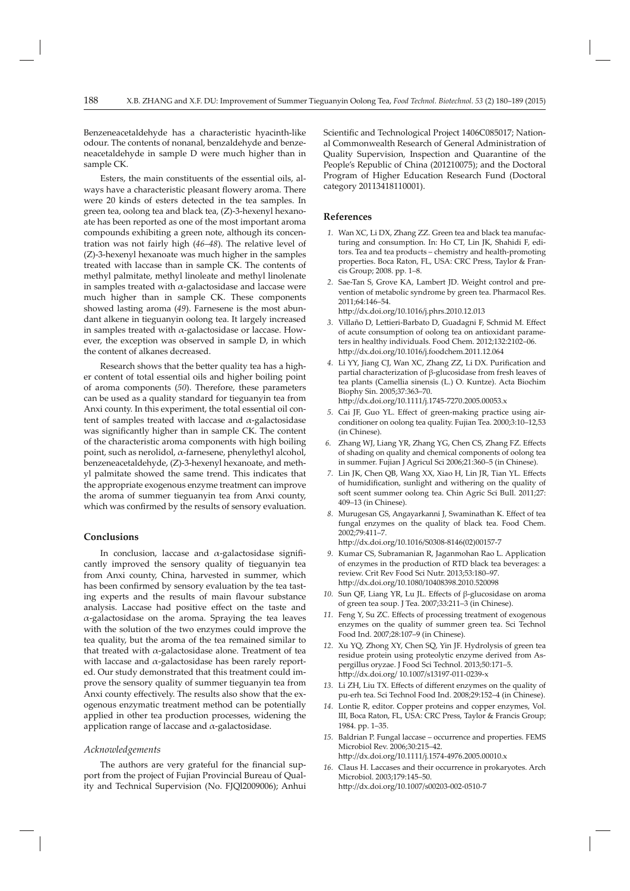Benzeneacetaldehyde has a characteristic hyacinth-like odour. The contents of nonanal, benzaldehyde and benzeneacetaldehyde in sample D were much higher than in sample CK.

Esters, the main constituents of the essential oils, always have a characteristic pleasant flowery aroma. There were 20 kinds of esters detected in the tea samples. In green tea, oolong tea and black tea, (Z)-3-hexenyl hexanoate has been reported as one of the most important aroma compounds exhibiting a green note, although its concentration was not fairly high (*46–48*). The relative level of (Z)-3-hexenyl hexanoate was much higher in the samples treated with laccase than in sample CK. The contents of methyl palmitate, methyl linoleate and methyl linolenate in samples treated with α-galactosidase and laccase were much higher than in sample CK. These components showed lasting aroma (*49*). Farnesene is the most abundant alkene in tieguanyin oolong tea. It largely increased in samples treated with α-galactosidase or laccase. However, the exception was observed in sample D, in which the content of alkanes decreased.

Research shows that the better quality tea has a higher content of total essential oils and higher boiling point of aroma components (*50*). Therefore, these parameters can be used as a quality standard for tieguanyin tea from Anxi county. In this experiment, the total essential oil content of samples treated with laccase and α-galactosidase was significantly higher than in sample CK. The content of the characteristic aroma components with high boiling point, such as nerolidol, α-farnesene, phenylethyl alcohol, benzeneacetaldehyde, (Z)-3-hexenyl hexanoate, and methyl palmitate showed the same trend. This indicates that the appropriate exogenous enzyme treatment can improve the aroma of summer tieguanyin tea from Anxi county, which was confirmed by the results of sensory evaluation.

## Conclusions

In conclusion, laccase and α-galactosidase significantly improved the sensory quality of tieguanyin tea from Anxi county, China, harvested in summer, which has been confirmed by sensory evaluation by the tea tasting experts and the results of main flavour substance analysis. Laccase had positive effect on the taste and α-galactosidase on the aroma. Spraying the tea leaves with the solution of the two enzymes could improve the tea quality, but the aroma of the tea remained similar to that treated with α-galactosidase alone. Treatment of tea with laccase and α-galactosidase has been rarely reported. Our study demonstrated that this treatment could improve the sensory quality of summer tieguanyin tea from Anxi county effectively. The results also show that the exogenous enzymatic treatment method can be potentially applied in other tea production processes, widening the application range of laccase and α-galactosidase.

### *Acknowledgements*

The authors are very grateful for the financial support from the project of Fujian Provincial Bureau of Quality and Technical Supervision (No. FJQl2009006); Anhui Scientific and Technological Project 1406C085017; National Commonwealth Research of General Administration of Quality Supervision, Inspection and Quarantine of the People's Republic of China (201210075); and the Doctoral Program of Higher Education Research Fund (Doctoral category 20113418110001).

## References

1. Wan XC, Li DX, Zhang ZZ. Green tea and black tea manufacturing and consumption. In: Ho CT, Lin JK, Shahidi F, editors. Tea and tea products – chemistry and health-promoting properties. Boca Raton, FL, USA: CRC Press, Taylor & Francis Group; 2008. pp. 1–8.
2. Sae-Tan S, Grove KA, Lambert JD. Weight control and prevention of metabolic syndrome by green tea. Pharmacol Res. 2011;64:146–54. http://dx.doi.org/10.1016/j.phrs.2010.12.013
3. Villaño D, Lettieri-Barbato D, Guadagni F, Schmid M. Effect of acute consumption of oolong tea on antioxidant parameters in healthy individuals. Food Chem. 2012;132:2102–06. http://dx.doi.org/10.1016/j.foodchem.2011.12.064
4. Li YY, Jiang CJ, Wan XC, Zhang ZZ, Li DX. Purification and partial characterization of β-glucosidase from fresh leaves of tea plants (Camellia sinensis (L.) O. Kuntze). Acta Biochim Biophy Sin. 2005;37:363–70. http://dx.doi.org/10.1111/j.1745-7270.2005.00053.x
5. Cai JF, Guo YL. Effect of green-making practice using air-conditioner on oolong tea quality. Fujian Tea. 2000;3:10–12,53 (in Chinese).
6. Zhang WJ, Liang YR, Zhang YG, Chen CS, Zhang FZ. Effects of shading on quality and chemical components of oolong tea in summer. Fujian J Agricul Sci 2006;21:360–5 (in Chinese).
7. Lin JK, Chen QB, Wang XX, Xiao H, Lin JR, Tian YL. Effects of humidification, sunlight and withering on the quality of soft scent summer oolong tea. Chin Agric Sci Bull. 2011;27: 409–13 (in Chinese).
8. Murugesan GS, Angayarkanni J, Swaminathan K. Effect of tea fungal enzymes on the quality of black tea. Food Chem. 2002;79:411–7. http://dx.doi.org/10.1016/S0308-8146(02)00157-7
9. Kumar CS, Subramanian R, Jaganmohan Rao L. Application of enzymes in the production of RTD black tea beverages: a review. Crit Rev Food Sci Nutr. 2013;53:180–97. http://dx.doi.org/10.1080/10408398.2010.520098
10. Sun QF, Liang YR, Lu JL. Effects of β-glucosidase on aroma of green tea soup. J Tea. 2007;33:211–3 (in Chinese).
11. Feng Y, Su ZC. Effects of processing treatment of exogenous enzymes on the quality of summer green tea. Sci Technol Food Ind. 2007;28:107–9 (in Chinese).
12. Xu YQ, Zhong XY, Chen SQ, Yin JF. Hydrolysis of green tea residue protein using proteolytic enzyme derived from Aspergillus oryzae. J Food Sci Technol. 2013;50:171–5. http://dx.doi.org/ 10.1007/s13197-011-0239-x
13. Li ZH, Liu TX. Effects of different enzymes on the quality of pu-erh tea. Sci Technol Food Ind. 2008;29:152–4 (in Chinese).
14. Lontie R, editor. Copper proteins and copper enzymes, Vol. III, Boca Raton, FL, USA: CRC Press, Taylor & Francis Group; 1984. pp. 1–35.
15. Baldrian P. Fungal laccase – occurrence and properties. FEMS Microbiol Rev. 2006;30:215–42. http://dx.doi.org/10.1111/j.1574-4976.2005.00010.x
16. Claus H. Laccases and their occurrence in prokaryotes. Arch Microbiol. 2003;179:145–50. http://dx.doi.org/10.1007/s00203-002-0510-7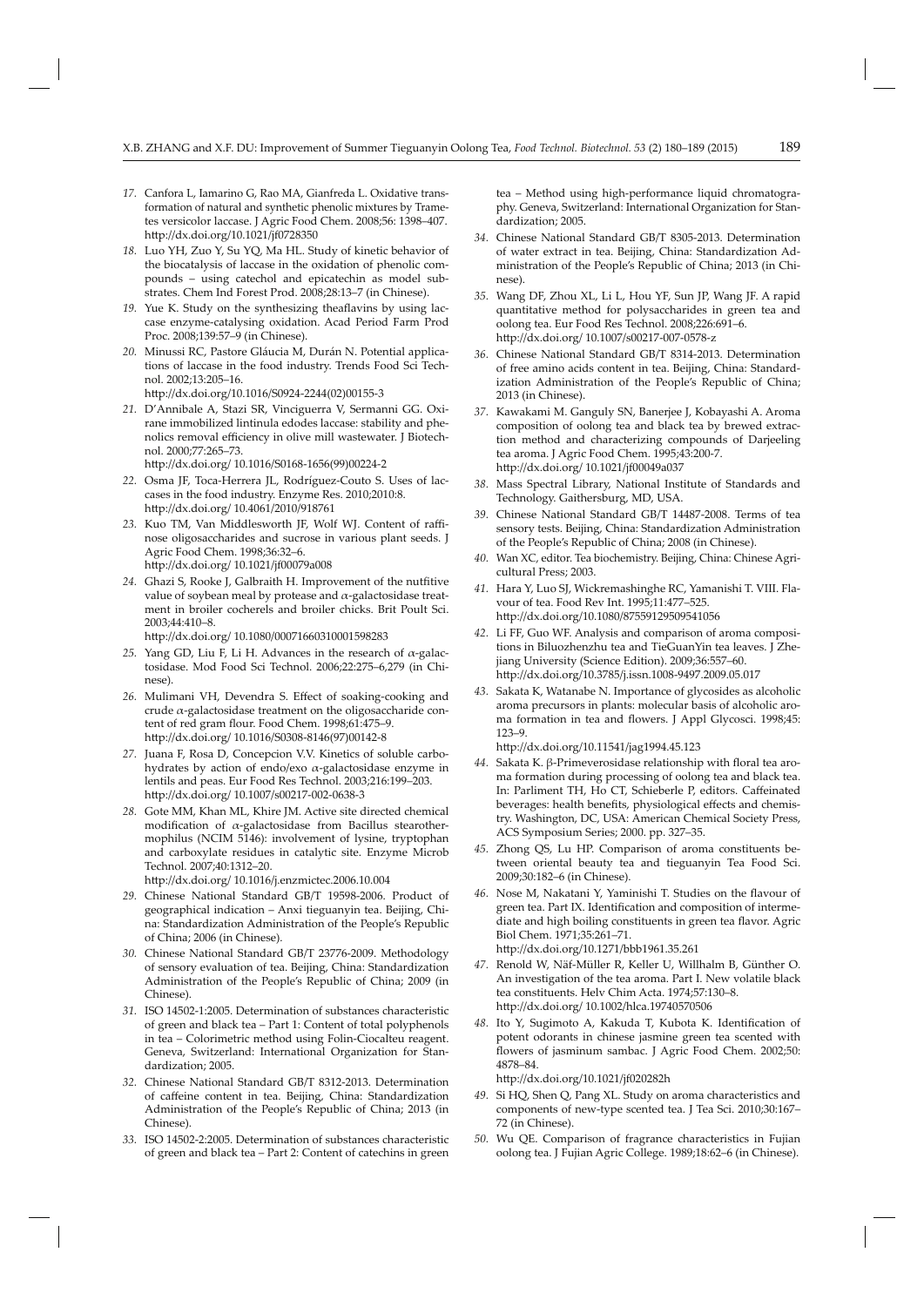17. Canfora L, Iamarino G, Rao MA, Gianfreda L. Oxidative transformation of natural and synthetic phenolic mixtures by Trametes versicolor laccase. J Agric Food Chem. 2008;56: 1398–407. http://dx.doi.org/10.1021/jf0728350

18. Luo YH, Zuo Y, Su YQ, Ma HL. Study of kinetic behavior of the biocatalysis of laccase in the oxidation of phenolic compounds – using catechol and epicatechin as model substrates. Chem Ind Forest Prod. 2008;28:13–7 (in Chinese).

19. Yue K. Study on the synthesizing theaflavins by using laccase enzyme-catalysing oxidation. Acad Period Farm Prod Proc. 2008;139:57–9 (in Chinese).

20. Minussi RC, Pastore Gláucia M, Durán N. Potential applications of laccase in the food industry. Trends Food Sci Technol. 2002;13:205–16. http://dx.doi.org/10.1016/S0924-2244(02)00155-3

21. D'Annibale A, Stazi SR, Vinciguerra V, Sermanni GG. Oxirane immobilized lintinula edodes laccase: stability and phenolics removal efficiency in olive mill wastewater. J Biotechnol. 2000;77:265–73. http://dx.doi.org/ 10.1016/S0168-1656(99)00224-2

22. Osma JF, Toca-Herrera JL, Rodríguez-Couto S. Uses of laccases in the food industry. Enzyme Res. 2010;2010:8. http://dx.doi.org/ 10.4061/2010/918761

23. Kuo TM, Van Middlesworth JF, Wolf WJ. Content of raffinose oligosaccharides and sucrose in various plant seeds. J Agric Food Chem. 1998;36:32–6. http://dx.doi.org/ 10.1021/jf00079a008

24. Ghazi S, Rooke J, Galbraith H. Improvement of the nutfitive value of soybean meal by protease and α-galactosidase treatment in broiler cocherels and broiler chicks. Brit Poult Sci. 2003;44:410–8. http://dx.doi.org/ 10.1080/00071660310001598283

25. Yang GD, Liu F, Li H. Advances in the research of α-galactosidase. Mod Food Sci Technol. 2006;22:275–6,279 (in Chinese).

26. Mulimani VH, Devendra S. Effect of soaking-cooking and crude α-galactosidase treatment on the oligosaccharide content of red gram flour. Food Chem. 1998;61:475–9. http://dx.doi.org/ 10.1016/S0308-8146(97)00142-8

27. Juana F, Rosa D, Concepcion V.V. Kinetics of soluble carbohydrates by action of endo/exo α-galactosidase enzyme in lentils and peas. Eur Food Res Technol. 2003;216:199–203. http://dx.doi.org/ 10.1007/s00217-002-0638-3

28. Gote MM, Khan ML, Khire JM. Active site directed chemical modification of α-galactosidase from Bacillus stearothermophilus (NCIM 5146): involvement of lysine, tryptophan and carboxylate residues in catalytic site. Enzyme Microb Technol. 2007;40:1312–20. http://dx.doi.org/ 10.1016/j.enzmictec.2006.10.004

29. Chinese National Standard GB/T 19598-2006. Product of geographical indication – Anxi tieguanyin tea. Beijing, China: Standardization Administration of the People's Republic of China; 2006 (in Chinese).

30. Chinese National Standard GB/T 23776-2009. Methodology of sensory evaluation of tea. Beijing, China: Standardization Administration of the People's Republic of China; 2009 (in Chinese).

31. ISO 14502-1:2005. Determination of substances characteristic of green and black tea – Part 1: Content of total polyphenols in tea – Colorimetric method using Folin-Ciocalteu reagent. Geneva, Switzerland: International Organization for Standardization; 2005.

32. Chinese National Standard GB/T 8312-2013. Determination of caffeine content in tea. Beijing, China: Standardization Administration of the People's Republic of China; 2013 (in Chinese).

33. ISO 14502-2:2005. Determination of substances characteristic of green and black tea – Part 2: Content of catechins in green tea – Method using high-performance liquid chromatography. Geneva, Switzerland: International Organization for Standardization; 2005.

34. Chinese National Standard GB/T 8305-2013. Determination of water extract in tea. Beijing, China: Standardization Administration of the People's Republic of China; 2013 (in Chinese).

35. Wang DF, Zhou XL, Li L, Hou YF, Sun JP, Wang JF. A rapid quantitative method for polysaccharides in green tea and oolong tea. Eur Food Res Technol. 2008;226:691–6. http://dx.doi.org/ 10.1007/s00217-007-0578-z

36. Chinese National Standard GB/T 8314-2013. Determination of free amino acids content in tea. Beijing, China: Standardization Administration of the People's Republic of China; 2013 (in Chinese).

37. Kawakami M. Ganguly SN, Banerjee J, Kobayashi A. Aroma composition of oolong tea and black tea by brewed extraction method and characterizing compounds of Darjeeling tea aroma. J Agric Food Chem. 1995;43:200-7. http://dx.doi.org/ 10.1021/jf00049a037

38. Mass Spectral Library, National Institute of Standards and Technology. Gaithersburg, MD, USA.

39. Chinese National Standard GB/T 14487-2008. Terms of tea sensory tests. Beijing, China: Standardization Administration of the People's Republic of China; 2008 (in Chinese).

40. Wan XC, editor. Tea biochemistry. Beijing, China: Chinese Agricultural Press; 2003.

41. Hara Y, Luo SJ, Wickremashinghe RC, Yamanishi T. VIII. Flavour of tea. Food Rev Int. 1995;11:477–525. http://dx.doi.org/10.1080/87559129509541056

42. Li FF, Guo WF. Analysis and comparison of aroma compositions in Biluozhenzhu tea and TieGuanYin tea leaves. J Zhejiang University (Science Edition). 2009;36:557–60. http://dx.doi.org/10.3785/j.issn.1008-9497.2009.05.017

43. Sakata K, Watanabe N. Importance of glycosides as alcoholic aroma precursors in plants: molecular basis of alcoholic aroma formation in tea and flowers. J Appl Glycosci. 1998;45: 123–9. http://dx.doi.org/10.11541/jag1994.45.123

44. Sakata K. β-Primeverosidase relationship with floral tea aroma formation during processing of oolong tea and black tea. In: Parliment TH, Ho CT, Schieberle P, editors. Caffeinated beverages: health benefits, physiological effects and chemistry. Washington, DC, USA: American Chemical Society Press, ACS Symposium Series; 2000. pp. 327–35.

45. Zhong QS, Lu HP. Comparison of aroma constituents between oriental beauty tea and tieguanyin Tea Food Sci. 2009;30:182–6 (in Chinese).

46. Nose M, Nakatani Y, Yaminishi T. Studies on the flavour of green tea. Part IX. Identification and composition of intermediate and high boiling constituents in green tea flavor. Agric Biol Chem. 1971;35:261–71. http://dx.doi.org/10.1271/bbb1961.35.261

47. Renold W, Näf-Müller R, Keller U, Willhalm B, Günther O. An investigation of the tea aroma. Part I. New volatile black tea constituents. Helv Chim Acta. 1974;57:130–8. http://dx.doi.org/ 10.1002/hlca.19740570506

48. Ito Y, Sugimoto A, Kakuda T, Kubota K. Identification of potent odorants in chinese jasmine green tea scented with flowers of jasminum sambac. J Agric Food Chem. 2002;50: 4878–84. http://dx.doi.org/10.1021/jf020282h

49. Si HQ, Shen Q, Pang XL. Study on aroma characteristics and components of new-type scented tea. J Tea Sci. 2010;30:167–72 (in Chinese).

50. Wu QE. Comparison of fragrance characteristics in Fujian oolong tea. J Fujian Agric College. 1989;18:62–6 (in Chinese).